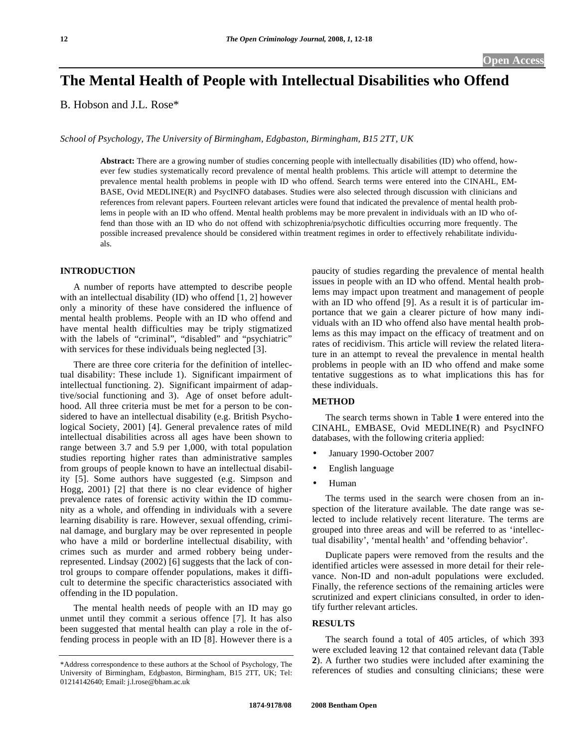# The Mental Health of People with Intellectual Disabilities who Offend

B. Hobson and J.L. Rose*

*School of Psychology, The University of Birmingham, Edgbaston, Birmingham, B15 2TT, UK*

**Abstract:** There are a growing number of studies concerning people with intellectually disabilities (ID) who offend, however few studies systematically record prevalence of mental health problems. This article will attempt to determine the prevalence mental health problems in people with ID who offend. Search terms were entered into the CINAHL, EMBASE, Ovid MEDLINE(R) and PsycINFO databases. Studies were also selected through discussion with clinicians and references from relevant papers. Fourteen relevant articles were found that indicated the prevalence of mental health problems in people with an ID who offend. Mental health problems may be more prevalent in individuals with an ID who offend than those with an ID who do not offend with schizophrenia/psychotic difficulties occurring more frequently. The possible increased prevalence should be considered within treatment regimes in order to effectively rehabilitate individuals.

## INTRODUCTION

A number of reports have attempted to describe people with an intellectual disability (ID) who offend [1, 2] however only a minority of these have considered the influence of mental health problems. People with an ID who offend and have mental health difficulties may be triply stigmatized with the labels of "criminal", "disabled" and "psychiatric" with services for these individuals being neglected [3].

There are three core criteria for the definition of intellectual disability: These include 1). Significant impairment of intellectual functioning. 2). Significant impairment of adaptive/social functioning and 3). Age of onset before adulthood. All three criteria must be met for a person to be considered to have an intellectual disability (e.g. British Psychological Society, 2001) [4]. General prevalence rates of mild intellectual disabilities across all ages have been shown to range between 3.7 and 5.9 per 1,000, with total population studies reporting higher rates than administrative samples from groups of people known to have an intellectual disability [5]. Some authors have suggested (e.g. Simpson and Hogg, 2001) [2] that there is no clear evidence of higher prevalence rates of forensic activity within the ID community as a whole, and offending in individuals with a severe learning disability is rare. However, sexual offending, criminal damage, and burglary may be over represented in people who have a mild or borderline intellectual disability, with crimes such as murder and armed robbery being under-represented. Lindsay (2002) [6] suggests that the lack of control groups to compare offender populations, makes it difficult to determine the specific characteristics associated with offending in the ID population.

The mental health needs of people with an ID may go unmet until they commit a serious offence [7]. It has also been suggested that mental health can play a role in the offending process in people with an ID [8]. However there is a paucity of studies regarding the prevalence of mental health issues in people with an ID who offend. Mental health problems may impact upon treatment and management of people with an ID who offend [9]. As a result it is of particular importance that we gain a clearer picture of how many individuals with an ID who offend also have mental health problems as this may impact on the efficacy of treatment and on rates of recidivism. This article will review the related literature in an attempt to reveal the prevalence in mental health problems in people with an ID who offend and make some tentative suggestions as to what implications this has for these individuals.

## METHOD

The search terms shown in Table **1** were entered into the CINAHL, EMBASE, Ovid MEDLINE(R) and PsycINFO databases, with the following criteria applied:

- January 1990-October 2007
- English language
- Human

The terms used in the search were chosen from an inspection of the literature available. The date range was selected to include relatively recent literature. The terms are grouped into three areas and will be referred to as 'intellectual disability', 'mental health' and 'offending behavior'.

Duplicate papers were removed from the results and the identified articles were assessed in more detail for their relevance. Non-ID and non-adult populations were excluded. Finally, the reference sections of the remaining articles were scrutinized and expert clinicians consulted, in order to identify further relevant articles.

## RESULTS

The search found a total of 405 articles, of which 393 were excluded leaving 12 that contained relevant data (Table **2**). A further two studies were included after examining the references of studies and consulting clinicians; these were

*Address correspondence to these authors at the School of Psychology, The University of Birmingham, Edgbaston, Birmingham, B15 2TT, UK; Tel: 01214142640; Email: j.l.rose@bham.ac.uk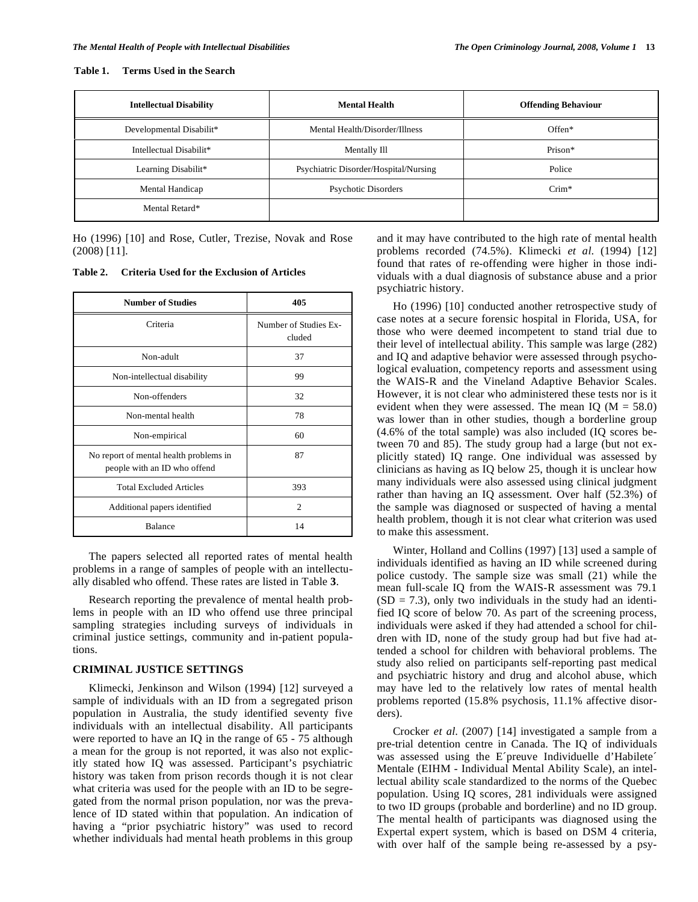**Table 1. Terms Used in the Search**

| Intellectual Disability | Mental Health | Offending Behaviour |
|---|---|---|
| Developmental Disabilit* | Mental Health/Disorder/Illness | Offen* |
| Intellectual Disabilit* | Mentally Ill | Prison* |
| Learning Disabilit* | Psychiatric Disorder/Hospital/Nursing | Police |
| Mental Handicap | Psychotic Disorders | Crim* |
| Mental Retard* | | |

Ho (1996) [10] and Rose, Cutler, Trezise, Novak and Rose (2008) [11].

**Table 2. Criteria Used for the Exclusion of Articles**

| Number of Studies | 405 |
|---|---|
| Criteria | Number of Studies Excluded |
| Non-adult | 37 |
| Non-intellectual disability | 99 |
| Non-offenders | 32 |
| Non-mental health | 78 |
| Non-empirical | 60 |
| No report of mental health problems in people with an ID who offend | 87 |
| Total Excluded Articles | 393 |
| Additional papers identified | 2 |
| Balance | 14 |

The papers selected all reported rates of mental health problems in a range of samples of people with an intellectually disabled who offend. These rates are listed in Table **3**.

Research reporting the prevalence of mental health problems in people with an ID who offend use three principal sampling strategies including surveys of individuals in criminal justice settings, community and in-patient populations.

## CRIMINAL JUSTICE SETTINGS

Klimecki, Jenkinson and Wilson (1994) [12] surveyed a sample of individuals with an ID from a segregated prison population in Australia, the study identified seventy five individuals with an intellectual disability. All participants were reported to have an IQ in the range of 65 - 75 although a mean for the group is not reported, it was also not explicitly stated how IQ was assessed. Participant's psychiatric history was taken from prison records though it is not clear what criteria was used for the people with an ID to be segregated from the normal prison population, nor was the prevalence of ID stated within that population. An indication of having a "prior psychiatric history" was used to record whether individuals had mental heath problems in this group and it may have contributed to the high rate of mental health problems recorded (74.5%). Klimecki *et al.* (1994) [12] found that rates of re-offending were higher in those individuals with a dual diagnosis of substance abuse and a prior psychiatric history.

Ho (1996) [10] conducted another retrospective study of case notes at a secure forensic hospital in Florida, USA, for those who were deemed incompetent to stand trial due to their level of intellectual ability. This sample was large (282) and IQ and adaptive behavior were assessed through psychological evaluation, competency reports and assessment using the WAIS-R and the Vineland Adaptive Behavior Scales. However, it is not clear who administered these tests nor is it evident when they were assessed. The mean IQ (M = 58.0) was lower than in other studies, though a borderline group (4.6% of the total sample) was also included (IQ scores between 70 and 85). The study group had a large (but not explicitly stated) IQ range. One individual was assessed by clinicians as having as IQ below 25, though it is unclear how many individuals were also assessed using clinical judgment rather than having an IQ assessment. Over half (52.3%) of the sample was diagnosed or suspected of having a mental health problem, though it is not clear what criterion was used to make this assessment.

Winter, Holland and Collins (1997) [13] used a sample of individuals identified as having an ID while screened during police custody. The sample size was small (21) while the mean full-scale IQ from the WAIS-R assessment was 79.1 (SD = 7.3), only two individuals in the study had an identified IQ score of below 70. As part of the screening process, individuals were asked if they had attended a school for children with ID, none of the study group had but five had attended a school for children with behavioral problems. The study also relied on participants self-reporting past medical and psychiatric history and drug and alcohol abuse, which may have led to the relatively low rates of mental health problems reported (15.8% psychosis, 11.1% affective disorders).

Crocker *et al.* (2007) [14] investigated a sample from a pre-trial detention centre in Canada. The IQ of individuals was assessed using the E´preuve Individuelle d'Habilete´ Mentale (EIHM - Individual Mental Ability Scale), an intellectual ability scale standardized to the norms of the Quebec population. Using IQ scores, 281 individuals were assigned to two ID groups (probable and borderline) and no ID group. The mental health of participants was diagnosed using the Expertal expert system, which is based on DSM 4 criteria, with over half of the sample being re-assessed by a psy-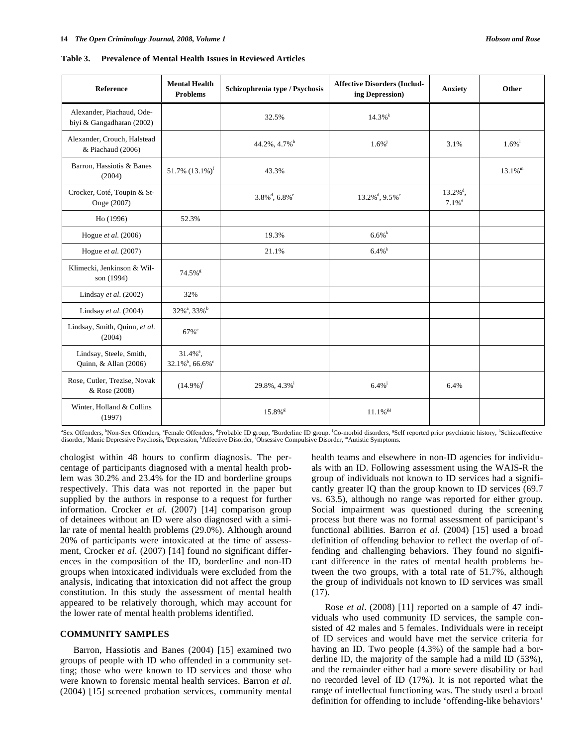**Table 3. Prevalence of Mental Health Issues in Reviewed Articles**

| Reference | Mental Health Problems | Schizophrenia type / Psychosis | Affective Disorders (Including Depression) | Anxiety | Other |
|---|---|---|---|---|---|
| Alexander, Piachaud, Odebiyi & Gangadharan (2002) | | 32.5% | 14.3%[k] | | |
| Alexander, Crouch, Halstead & Piachaud (2006) | | 44.2%, 4.7%[h] | 1.6%[j] | 3.1% | 1.6%[l] |
| Barron, Hassiotis & Banes (2004) | 51.7% (13.1%)[f] | 43.3% | | | 13.1%[m] |
| Crocker, Coté, Toupin & St-Onge (2007) | | 3.8%[d], 6.8%[e] | 13.2%[d], 9.5%[e] | 13.2%[d], 7.1%[e] | |
| Ho (1996) | 52.3% | | | | |
| Hogue *et al.* (2006) | | 19.3% | 6.6%[k] | | |
| Hogue *et al.* (2007) | | 21.1% | 6.4%[k] | | |
| Klimecki, Jenkinson & Wilson (1994) | 74.5%[g] | | | | |
| Lindsay *et al.* (2002) | 32% | | | | |
| Lindsay *et al.* (2004) | 32%[a], 33%[b] | | | | |
| Lindsay, Smith, Quinn, *et al.* (2004) | 67%[c] | | | | |
| Lindsay, Steele, Smith, Quinn, & Allan (2006) | 31.4%[a], 32.1%[b], 66.6%[c] | | | | |
| Rose, Cutler, Trezise, Novak & Rose (2008) | (14.9%)[f] | 29.8%, 4.3%[i] | 6.4%[j] | 6.4% | |
| Winter, Holland & Collins (1997) | | 15.8%[g] | 11.1%[g,j] | | |

[a]Sex Offenders, [b]Non-Sex Offenders, [c]Female Offenders, [d]Probable ID group, [e]Borderline ID group. [f]Co-morbid disorders, [g]Self reported prior psychiatric history, [h]Schizoaffective disorder, [i]Manic Depressive Psychosis, [j]Depression, [k]Affective Disorder, [l]Obsessive Compulsive Disorder, [m]Autistic Symptoms.

chologist within 48 hours to confirm diagnosis. The percentage of participants diagnosed with a mental health problem was 30.2% and 23.4% for the ID and borderline groups respectively. This data was not reported in the paper but supplied by the authors in response to a request for further information. Crocker *et al.* (2007) [14] comparison group of detainees without an ID were also diagnosed with a similar rate of mental health problems (29.0%). Although around 20% of participants were intoxicated at the time of assessment, Crocker *et al.* (2007) [14] found no significant differences in the composition of the ID, borderline and non-ID groups when intoxicated individuals were excluded from the analysis, indicating that intoxication did not affect the group constitution. In this study the assessment of mental health appeared to be relatively thorough, which may account for the lower rate of mental health problems identified.

## COMMUNITY SAMPLES

Barron, Hassiotis and Banes (2004) [15] examined two groups of people with ID who offended in a community setting; those who were known to ID services and those who were known to forensic mental health services. Barron *et al*. (2004) [15] screened probation services, community mental health teams and elsewhere in non-ID agencies for individuals with an ID. Following assessment using the WAIS-R the group of individuals not known to ID services had a significantly greater IQ than the group known to ID services (69.7 vs. 63.5), although no range was reported for either group. Social impairment was questioned during the screening process but there was no formal assessment of participant's functional abilities. Barron *et al.* (2004) [15] used a broad definition of offending behavior to reflect the overlap of offending and challenging behaviors. They found no significant difference in the rates of mental health problems between the two groups, with a total rate of 51.7%, although the group of individuals not known to ID services was small (17).

Rose *et al*. (2008) [11] reported on a sample of 47 individuals who used community ID services, the sample consisted of 42 males and 5 females. Individuals were in receipt of ID services and would have met the service criteria for having an ID. Two people (4.3%) of the sample had a borderline ID, the majority of the sample had a mild ID (53%), and the remainder either had a more severe disability or had no recorded level of ID (17%). It is not reported what the range of intellectual functioning was. The study used a broad definition for offending to include 'offending-like behaviors'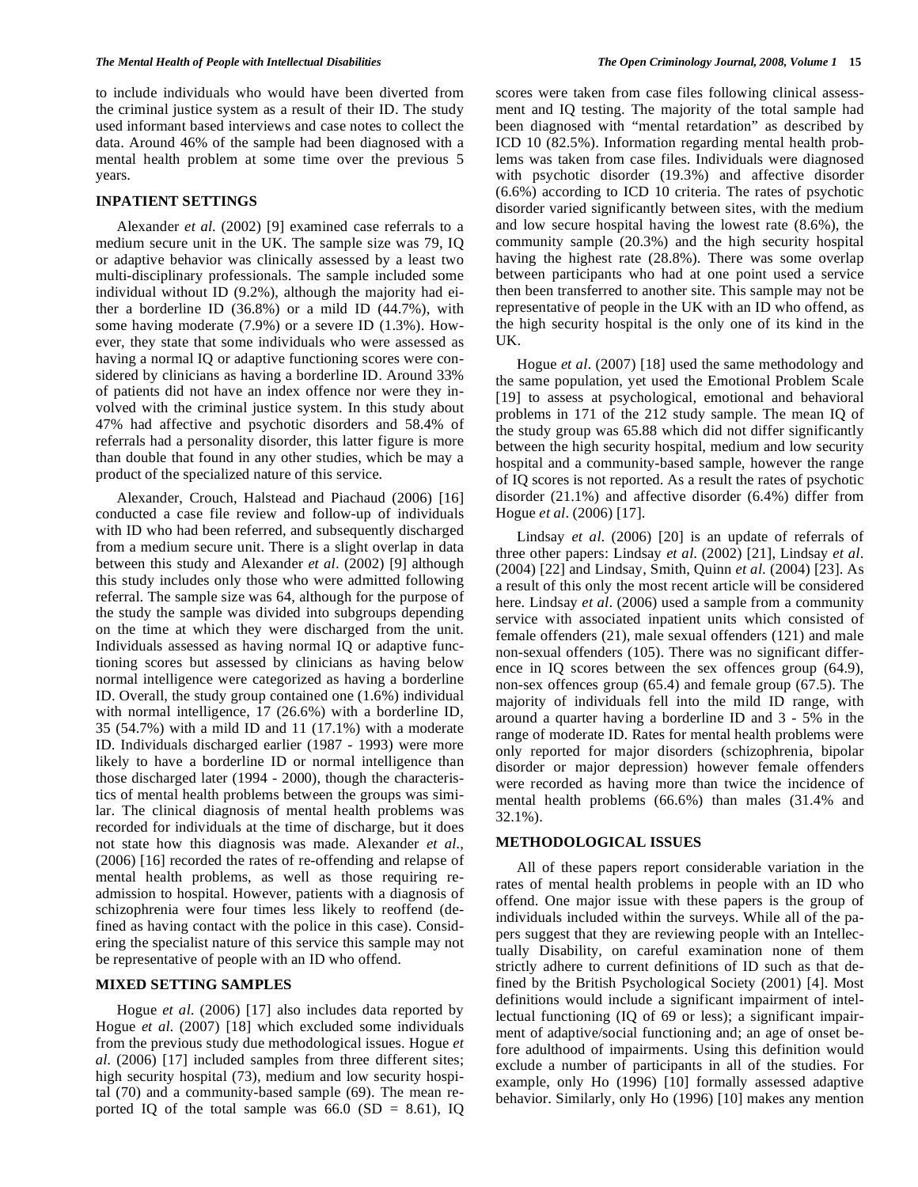to include individuals who would have been diverted from the criminal justice system as a result of their ID. The study used informant based interviews and case notes to collect the data. Around 46% of the sample had been diagnosed with a mental health problem at some time over the previous 5 years.

## INPATIENT SETTINGS

Alexander *et al.* (2002) [9] examined case referrals to a medium secure unit in the UK. The sample size was 79, IQ or adaptive behavior was clinically assessed by a least two multi-disciplinary professionals. The sample included some individual without ID (9.2%), although the majority had either a borderline ID (36.8%) or a mild ID (44.7%), with some having moderate (7.9%) or a severe ID (1.3%). However, they state that some individuals who were assessed as having a normal IQ or adaptive functioning scores were considered by clinicians as having a borderline ID. Around 33% of patients did not have an index offence nor were they involved with the criminal justice system. In this study about 47% had affective and psychotic disorders and 58.4% of referrals had a personality disorder, this latter figure is more than double that found in any other studies, which be may a product of the specialized nature of this service.

Alexander, Crouch, Halstead and Piachaud (2006) [16] conducted a case file review and follow-up of individuals with ID who had been referred, and subsequently discharged from a medium secure unit. There is a slight overlap in data between this study and Alexander *et al*. (2002) [9] although this study includes only those who were admitted following referral. The sample size was 64, although for the purpose of the study the sample was divided into subgroups depending on the time at which they were discharged from the unit. Individuals assessed as having normal IQ or adaptive functioning scores but assessed by clinicians as having below normal intelligence were categorized as having a borderline ID. Overall, the study group contained one (1.6%) individual with normal intelligence, 17 (26.6%) with a borderline ID, 35 (54.7%) with a mild ID and 11 (17.1%) with a moderate ID. Individuals discharged earlier (1987 - 1993) were more likely to have a borderline ID or normal intelligence than those discharged later (1994 - 2000), though the characteristics of mental health problems between the groups was similar. The clinical diagnosis of mental health problems was recorded for individuals at the time of discharge, but it does not state how this diagnosis was made. Alexander *et al.*, (2006) [16] recorded the rates of re-offending and relapse of mental health problems, as well as those requiring re-admission to hospital. However, patients with a diagnosis of schizophrenia were four times less likely to reoffend (defined as having contact with the police in this case). Considering the specialist nature of this service this sample may not be representative of people with an ID who offend.

## MIXED SETTING SAMPLES

Hogue *et al.* (2006) [17] also includes data reported by Hogue *et al.* (2007) [18] which excluded some individuals from the previous study due methodological issues. Hogue *et al.* (2006) [17] included samples from three different sites; high security hospital (73), medium and low security hospital (70) and a community-based sample (69). The mean reported IQ of the total sample was 66.0 (SD = 8.61), IQ scores were taken from case files following clinical assessment and IQ testing. The majority of the total sample had been diagnosed with "mental retardation" as described by ICD 10 (82.5%). Information regarding mental health problems was taken from case files. Individuals were diagnosed with psychotic disorder (19.3%) and affective disorder (6.6%) according to ICD 10 criteria. The rates of psychotic disorder varied significantly between sites, with the medium and low secure hospital having the lowest rate (8.6%), the community sample (20.3%) and the high security hospital having the highest rate (28.8%). There was some overlap between participants who had at one point used a service then been transferred to another site. This sample may not be representative of people in the UK with an ID who offend, as the high security hospital is the only one of its kind in the UK.

Hogue *et al*. (2007) [18] used the same methodology and the same population, yet used the Emotional Problem Scale [19] to assess at psychological, emotional and behavioral problems in 171 of the 212 study sample. The mean IQ of the study group was 65.88 which did not differ significantly between the high security hospital, medium and low security hospital and a community-based sample, however the range of IQ scores is not reported. As a result the rates of psychotic disorder (21.1%) and affective disorder (6.4%) differ from Hogue *et al*. (2006) [17].

Lindsay *et al.* (2006) [20] is an update of referrals of three other papers: Lindsay *et al.* (2002) [21], Lindsay *et al*. (2004) [22] and Lindsay, Smith, Quinn *et al.* (2004) [23]. As a result of this only the most recent article will be considered here. Lindsay *et al*. (2006) used a sample from a community service with associated inpatient units which consisted of female offenders (21), male sexual offenders (121) and male non-sexual offenders (105). There was no significant difference in IQ scores between the sex offences group (64.9), non-sex offences group (65.4) and female group (67.5). The majority of individuals fell into the mild ID range, with around a quarter having a borderline ID and 3 - 5% in the range of moderate ID. Rates for mental health problems were only reported for major disorders (schizophrenia, bipolar disorder or major depression) however female offenders were recorded as having more than twice the incidence of mental health problems (66.6%) than males (31.4% and 32.1%).

## METHODOLOGICAL ISSUES

All of these papers report considerable variation in the rates of mental health problems in people with an ID who offend. One major issue with these papers is the group of individuals included within the surveys. While all of the papers suggest that they are reviewing people with an Intellectually Disability, on careful examination none of them strictly adhere to current definitions of ID such as that defined by the British Psychological Society (2001) [4]. Most definitions would include a significant impairment of intellectual functioning (IQ of 69 or less); a significant impairment of adaptive/social functioning and; an age of onset before adulthood of impairments. Using this definition would exclude a number of participants in all of the studies. For example, only Ho (1996) [10] formally assessed adaptive behavior. Similarly, only Ho (1996) [10] makes any mention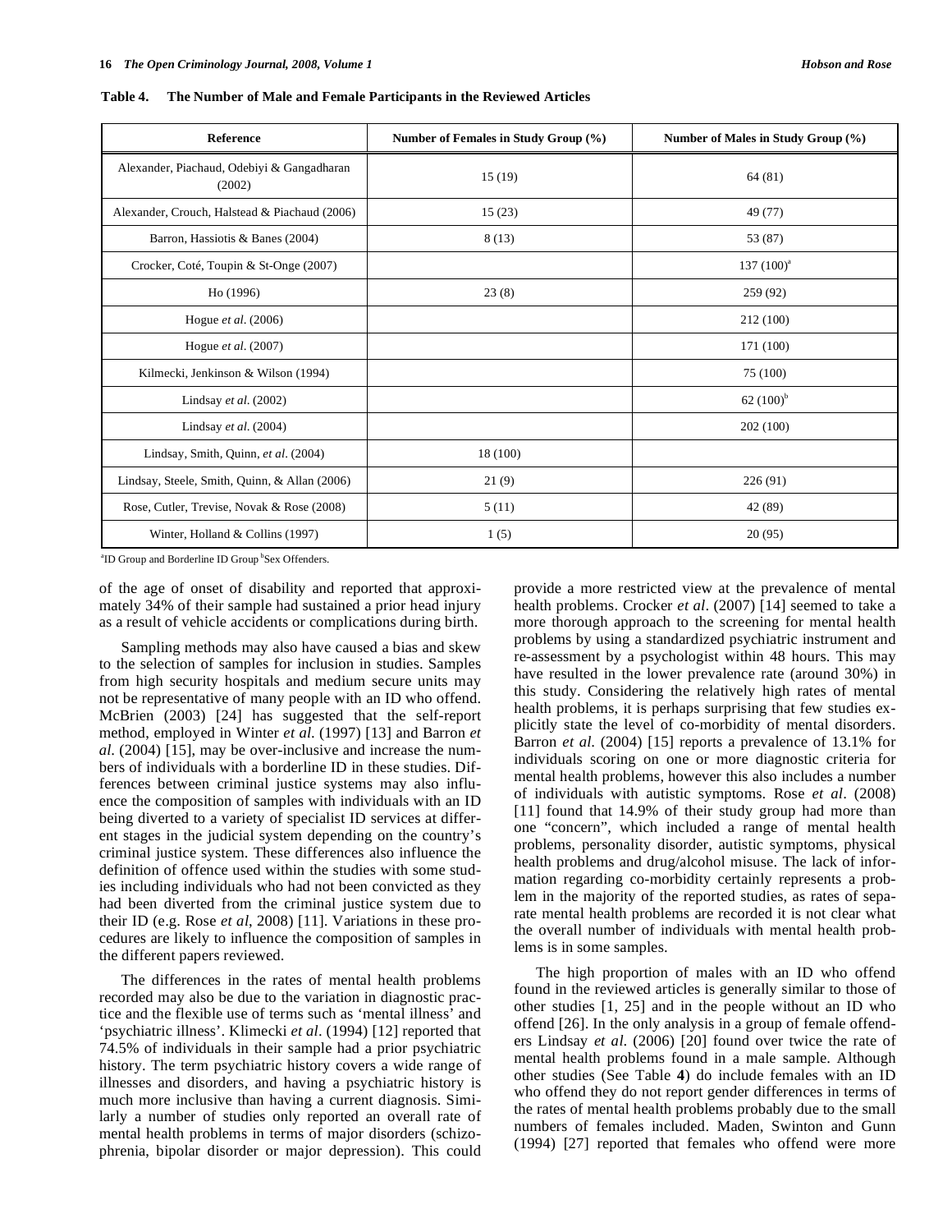**Table 4. The Number of Male and Female Participants in the Reviewed Articles**

| Reference | Number of Females in Study Group (%) | Number of Males in Study Group (%) |
|---|---|---|
| Alexander, Piachaud, Odebiyi & Gangadharan (2002) | 15 (19) | 64 (81) |
| Alexander, Crouch, Halstead & Piachaud (2006) | 15 (23) | 49 (77) |
| Barron, Hassiotis & Banes (2004) | 8 (13) | 53 (87) |
| Crocker, Coté, Toupin & St-Onge (2007) | | 137 (100)[a] |
| Ho (1996) | 23 (8) | 259 (92) |
| Hogue *et al*. (2006) | | 212 (100) |
| Hogue *et al*. (2007) | | 171 (100) |
| Kilmecki, Jenkinson & Wilson (1994) | | 75 (100) |
| Lindsay *et al*. (2002) | | 62 (100)[b] |
| Lindsay *et al*. (2004) | | 202 (100) |
| Lindsay, Smith, Quinn, *et al*. (2004) | 18 (100) | |
| Lindsay, Steele, Smith, Quinn, & Allan (2006) | 21 (9) | 226 (91) |
| Rose, Cutler, Trevise, Novak & Rose (2008) | 5 (11) | 42 (89) |
| Winter, Holland & Collins (1997) | 1 (5) | 20 (95) |

[a]ID Group and Borderline ID Group [b]Sex Offenders.

of the age of onset of disability and reported that approximately 34% of their sample had sustained a prior head injury as a result of vehicle accidents or complications during birth.

Sampling methods may also have caused a bias and skew to the selection of samples for inclusion in studies. Samples from high security hospitals and medium secure units may not be representative of many people with an ID who offend. McBrien (2003) [24] has suggested that the self-report method, employed in Winter *et al.* (1997) [13] and Barron *et al.* (2004) [15], may be over-inclusive and increase the numbers of individuals with a borderline ID in these studies. Differences between criminal justice systems may also influence the composition of samples with individuals with an ID being diverted to a variety of specialist ID services at different stages in the judicial system depending on the country's criminal justice system. These differences also influence the definition of offence used within the studies with some studies including individuals who had not been convicted as they had been diverted from the criminal justice system due to their ID (e.g. Rose *et al*, 2008) [11]. Variations in these procedures are likely to influence the composition of samples in the different papers reviewed.

The differences in the rates of mental health problems recorded may also be due to the variation in diagnostic practice and the flexible use of terms such as 'mental illness' and 'psychiatric illness'. Klimecki *et al*. (1994) [12] reported that 74.5% of individuals in their sample had a prior psychiatric history. The term psychiatric history covers a wide range of illnesses and disorders, and having a psychiatric history is much more inclusive than having a current diagnosis. Similarly a number of studies only reported an overall rate of mental health problems in terms of major disorders (schizophrenia, bipolar disorder or major depression). This could provide a more restricted view at the prevalence of mental health problems. Crocker *et al*. (2007) [14] seemed to take a more thorough approach to the screening for mental health problems by using a standardized psychiatric instrument and re-assessment by a psychologist within 48 hours. This may have resulted in the lower prevalence rate (around 30%) in this study. Considering the relatively high rates of mental health problems, it is perhaps surprising that few studies explicitly state the level of co-morbidity of mental disorders. Barron *et al.* (2004) [15] reports a prevalence of 13.1% for individuals scoring on one or more diagnostic criteria for mental health problems, however this also includes a number of individuals with autistic symptoms. Rose *et al*. (2008) [11] found that 14.9% of their study group had more than one "concern", which included a range of mental health problems, personality disorder, autistic symptoms, physical health problems and drug/alcohol misuse. The lack of information regarding co-morbidity certainly represents a problem in the majority of the reported studies, as rates of separate mental health problems are recorded it is not clear what the overall number of individuals with mental health problems is in some samples.

The high proportion of males with an ID who offend found in the reviewed articles is generally similar to those of other studies [1, 25] and in the people without an ID who offend [26]. In the only analysis in a group of female offenders Lindsay *et al.* (2006) [20] found over twice the rate of mental health problems found in a male sample. Although other studies (See Table **4**) do include females with an ID who offend they do not report gender differences in terms of the rates of mental health problems probably due to the small numbers of females included. Maden, Swinton and Gunn (1994) [27] reported that females who offend were more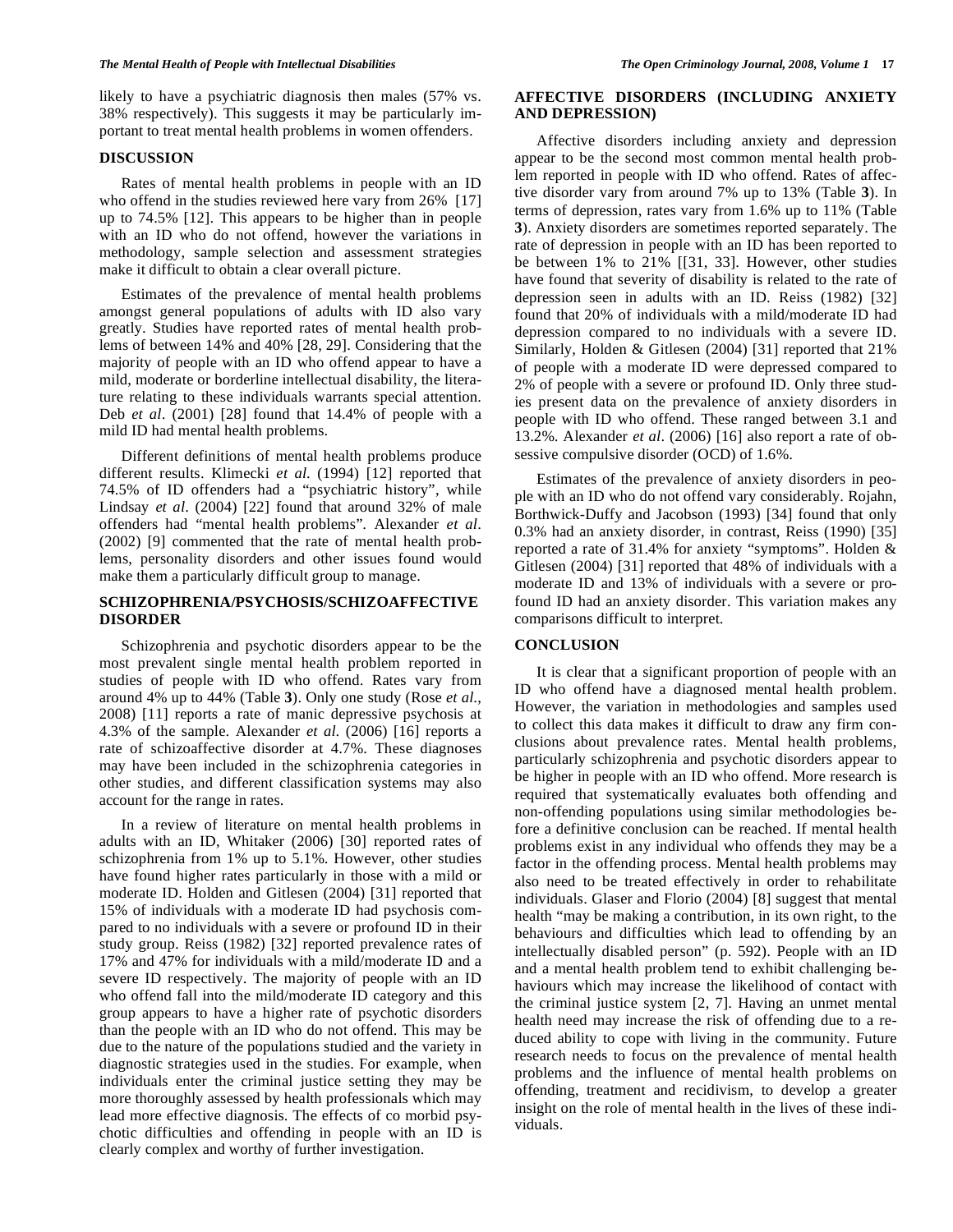likely to have a psychiatric diagnosis then males (57% vs. 38% respectively). This suggests it may be particularly important to treat mental health problems in women offenders.

## DISCUSSION

Rates of mental health problems in people with an ID who offend in the studies reviewed here vary from 26% [17] up to 74.5% [12]. This appears to be higher than in people with an ID who do not offend, however the variations in methodology, sample selection and assessment strategies make it difficult to obtain a clear overall picture.

Estimates of the prevalence of mental health problems amongst general populations of adults with ID also vary greatly. Studies have reported rates of mental health problems of between 14% and 40% [28, 29]. Considering that the majority of people with an ID who offend appear to have a mild, moderate or borderline intellectual disability, the literature relating to these individuals warrants special attention. Deb *et al*. (2001) [28] found that 14.4% of people with a mild ID had mental health problems.

Different definitions of mental health problems produce different results. Klimecki *et al.* (1994) [12] reported that 74.5% of ID offenders had a "psychiatric history", while Lindsay *et al*. (2004) [22] found that around 32% of male offenders had "mental health problems". Alexander *et al*. (2002) [9] commented that the rate of mental health problems, personality disorders and other issues found would make them a particularly difficult group to manage.

## SCHIZOPHRENIA/PSYCHOSIS/SCHIZOAFFECTIVE DISORDER

Schizophrenia and psychotic disorders appear to be the most prevalent single mental health problem reported in studies of people with ID who offend. Rates vary from around 4% up to 44% (Table **3**). Only one study (Rose *et al.*, 2008) [11] reports a rate of manic depressive psychosis at 4.3% of the sample. Alexander *et al.* (2006) [16] reports a rate of schizoaffective disorder at 4.7%. These diagnoses may have been included in the schizophrenia categories in other studies, and different classification systems may also account for the range in rates.

In a review of literature on mental health problems in adults with an ID, Whitaker (2006) [30] reported rates of schizophrenia from 1% up to 5.1%. However, other studies have found higher rates particularly in those with a mild or moderate ID. Holden and Gitlesen (2004) [31] reported that 15% of individuals with a moderate ID had psychosis compared to no individuals with a severe or profound ID in their study group. Reiss (1982) [32] reported prevalence rates of 17% and 47% for individuals with a mild/moderate ID and a severe ID respectively. The majority of people with an ID who offend fall into the mild/moderate ID category and this group appears to have a higher rate of psychotic disorders than the people with an ID who do not offend. This may be due to the nature of the populations studied and the variety in diagnostic strategies used in the studies. For example, when individuals enter the criminal justice setting they may be more thoroughly assessed by health professionals which may lead more effective diagnosis. The effects of co morbid psychotic difficulties and offending in people with an ID is clearly complex and worthy of further investigation.

## AFFECTIVE DISORDERS (INCLUDING ANXIETY AND DEPRESSION)

Affective disorders including anxiety and depression appear to be the second most common mental health problem reported in people with ID who offend. Rates of affective disorder vary from around 7% up to 13% (Table **3**). In terms of depression, rates vary from 1.6% up to 11% (Table **3**). Anxiety disorders are sometimes reported separately. The rate of depression in people with an ID has been reported to be between 1% to 21% [[31, 33]. However, other studies have found that severity of disability is related to the rate of depression seen in adults with an ID. Reiss (1982) [32] found that 20% of individuals with a mild/moderate ID had depression compared to no individuals with a severe ID. Similarly, Holden & Gitlesen (2004) [31] reported that 21% of people with a moderate ID were depressed compared to 2% of people with a severe or profound ID. Only three studies present data on the prevalence of anxiety disorders in people with ID who offend. These ranged between 3.1 and 13.2%. Alexander *et al*. (2006) [16] also report a rate of obsessive compulsive disorder (OCD) of 1.6%.

Estimates of the prevalence of anxiety disorders in people with an ID who do not offend vary considerably. Rojahn, Borthwick-Duffy and Jacobson (1993) [34] found that only 0.3% had an anxiety disorder, in contrast, Reiss (1990) [35] reported a rate of 31.4% for anxiety "symptoms". Holden & Gitlesen (2004) [31] reported that 48% of individuals with a moderate ID and 13% of individuals with a severe or profound ID had an anxiety disorder. This variation makes any comparisons difficult to interpret.

## CONCLUSION

It is clear that a significant proportion of people with an ID who offend have a diagnosed mental health problem. However, the variation in methodologies and samples used to collect this data makes it difficult to draw any firm conclusions about prevalence rates. Mental health problems, particularly schizophrenia and psychotic disorders appear to be higher in people with an ID who offend. More research is required that systematically evaluates both offending and non-offending populations using similar methodologies before a definitive conclusion can be reached. If mental health problems exist in any individual who offends they may be a factor in the offending process. Mental health problems may also need to be treated effectively in order to rehabilitate individuals. Glaser and Florio (2004) [8] suggest that mental health "may be making a contribution, in its own right, to the behaviours and difficulties which lead to offending by an intellectually disabled person" (p. 592). People with an ID and a mental health problem tend to exhibit challenging behaviours which may increase the likelihood of contact with the criminal justice system [2, 7]. Having an unmet mental health need may increase the risk of offending due to a reduced ability to cope with living in the community. Future research needs to focus on the prevalence of mental health problems and the influence of mental health problems on offending, treatment and recidivism, to develop a greater insight on the role of mental health in the lives of these individuals.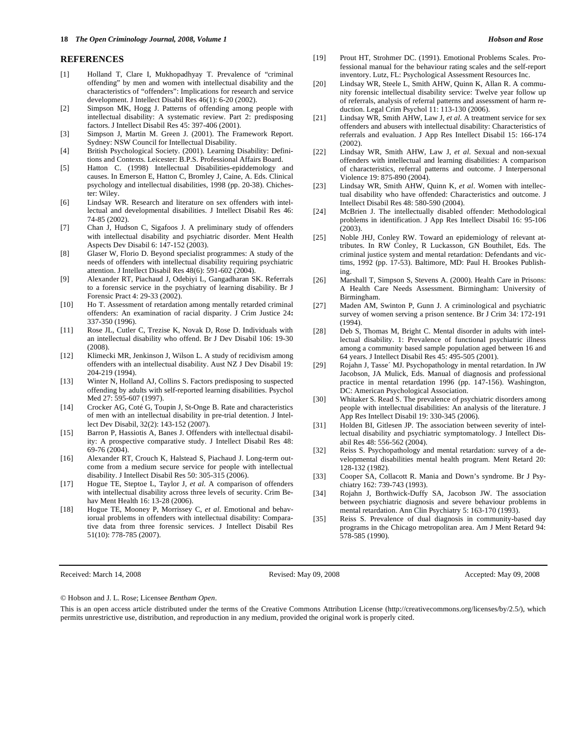## REFERENCES

[1] Holland T, Clare I, Mukhopadhyay T. Prevalence of "criminal offending" by men and women with intellectual disability and the characteristics of "offenders": Implications for research and service development. J Intellect Disabil Res 46(1): 6-20 (2002).

[2] Simpson MK, Hogg J. Patterns of offending among people with intellectual disability: A systematic review. Part 2: predisposing factors. J Intellect Disabil Res 45: 397-406 (2001).

[3] Simpson J, Martin M. Green J. (2001). The Framework Report. Sydney: NSW Council for Intellectual Disability.

[4] British Psychological Society. (2001). Learning Disability: Definitions and Contexts. Leicester: B.P.S. Professional Affairs Board.

[5] Hatton C. (1998) Intellectual Disabilities-epiddemology and causes. In Emerson E, Hatton C, Bromley J, Caine, A. Eds. Clinical psychology and intellectual disabilities, 1998 (pp. 20-38). Chichester: Wiley.

[6] Lindsay WR. Research and literature on sex offenders with intellectual and developmental disabilities. J Intellect Disabil Res 46: 74-85 (2002).

[7] Chan J, Hudson C, Sigafoos J. A preliminary study of offenders with intellectual disability and psychiatric disorder. Ment Health Aspects Dev Disabil 6: 147-152 (2003).

[8] Glaser W, Florio D. Beyond specialist programmes: A study of the needs of offenders with intellectual disability requiring psychiatric attention. J Intellect Disabil Res 48(6): 591-602 (2004).

[9] Alexander RT, Piachaud J, Odebiyi L, Gangadharan SK. Referrals to a forensic service in the psychiatry of learning disability. Br J Forensic Pract 4: 29-33 (2002).

[10] Ho T. Assessment of retardation among mentally retarded criminal offenders: An examination of racial disparity. J Crim Justice 24**:** 337-350 (1996).

[11] Rose JL, Cutler C, Trezise K, Novak D, Rose D. Individuals with an intellectual disability who offend. Br J Dev Disabil 106: 19-30 (2008).

[12] Klimecki MR, Jenkinson J, Wilson L. A study of recidivism among offenders with an intellectual disability. Aust NZ J Dev Disabil 19: 204-219 (1994).

[13] Winter N, Holland AJ, Collins S. Factors predisposing to suspected offending by adults with self-reported learning disabilities. Psychol Med 27: 595-607 (1997).

[14] Crocker AG, Coté G, Toupin J, St-Onge B. Rate and characteristics of men with an intellectual disability in pre-trial detention. J Intellect Dev Disabil, 32(2): 143-152 (2007).

[15] Barron P, Hassiotis A, Banes J. Offenders with intellectual disability: A prospective comparative study. J Intellect Disabil Res 48: 69-76 (2004).

[16] Alexander RT, Crouch K, Halstead S, Piachaud J. Long-term outcome from a medium secure service for people with intellectual disability. J Intellect Disabil Res 50: 305-315 (2006).

[17] Hogue TE, Steptoe L, Taylor J, *et al.* A comparison of offenders with intellectual disability across three levels of security. Crim Behav Ment Health 16: 13-28 (2006).

[18] Hogue TE, Mooney P, Morrissey C, *et al.* Emotional and behaviorual problems in offenders with intellectual disability: Comparative data from three forensic services. J Intellect Disabil Res 51(10): 778-785 (2007).

[19] Prout HT, Strohmer DC. (1991). Emotional Problems Scales. Professional manual for the behaviour rating scales and the self-report inventory. Lutz, FL: Psychological Assessment Resources Inc.

[20] Lindsay WR, Steele L, Smith AHW, Quinn K, Allan R. A community forensic intellectual disability service: Twelve year follow up of referrals, analysis of referral patterns and assessment of harm reduction. Legal Crim Psychol 11: 113-130 (2006).

[21] Lindsay WR, Smith AHW, Law J, *et al.* A treatment service for sex offenders and abusers with intellectual disability: Characteristics of referrals and evaluation. J App Res Intellect Disabil 15: 166-174 (2002).

[22] Lindsay WR, Smith AHW, Law J, *et al.* Sexual and non-sexual offenders with intellectual and learning disabilities: A comparison of characteristics, referral patterns and outcome. J Interpersonal Violence 19: 875-890 (2004).

[23] Lindsay WR, Smith AHW, Quinn K, *et al*. Women with intellectual disability who have offended: Characteristics and outcome. J Intellect Disabil Res 48: 580-590 (2004).

[24] McBrien J. The intellectually disabled offender: Methodological problems in identification. J App Res Intellect Disabil 16: 95-106 (2003).

[25] Noble JHJ, Conley RW. Toward an epidemiology of relevant attributes. In RW Conley, R Luckasson, GN Bouthilet, Eds. The criminal justice system and mental retardation: Defendants and victims, 1992 (pp. 17-53). Baltimore, MD: Paul H. Brookes Publishing.

[26] Marshall T, Simpson S, Stevens A. (2000). Health Care in Prisons: A Health Care Needs Assessment. Birmingham: University of Birmingham.

[27] Maden AM, Swinton P, Gunn J. A criminological and psychiatric survey of women serving a prison sentence. Br J Crim 34: 172-191 (1994).

[28] Deb S, Thomas M, Bright C. Mental disorder in adults with intellectual disability. 1: Prevalence of functional psychiatric illness among a community based sample population aged between 16 and 64 years. J Intellect Disabil Res 45: 495-505 (2001).

[29] Rojahn J, Tasse´ MJ. Psychopathology in mental retardation. In JW Jacobson, JA Mulick, Eds. Manual of diagnosis and professional practice in mental retardation 1996 (pp. 147-156). Washington, DC: American Psychological Association.

[30] Whitaker S. Read S. The prevalence of psychiatric disorders among people with intellectual disabilities: An analysis of the literature. J App Res Intellect Disabil 19: 330-345 (2006).

[31] Holden BI, Gitlesen JP. The association between severity of intellectual disability and psychiatric symptomatology. J Intellect Disabil Res 48: 556-562 (2004).

[32] Reiss S. Psychopathology and mental retardation: survey of a developmental disabilities mental health program. Ment Retard 20: 128-132 (1982).

[33] Cooper SA, Collacott R. Mania and Down's syndrome. Br J Psychiatry 162: 739-743 (1993).

[34] Rojahn J, Borthwick-Duffy SA, Jacobson JW. The association between psychiatric diagnosis and severe behaviour problems in mental retardation. Ann Clin Psychiatry 5: 163-170 (1993).

[35] Reiss S. Prevalence of dual diagnosis in community-based day programs in the Chicago metropolitan area. Am J Ment Retard 94: 578-585 (1990).

Received: March 14, 2008 Revised: May 09, 2008 Accepted: May 09, 2008

© Hobson and J. L. Rose; Licensee *Bentham Open*.

This is an open access article distributed under the terms of the Creative Commons Attribution License (http://creativecommons.org/licenses/by/2.5/), which permits unrestrictive use, distribution, and reproduction in any medium, provided the original work is properly cited.